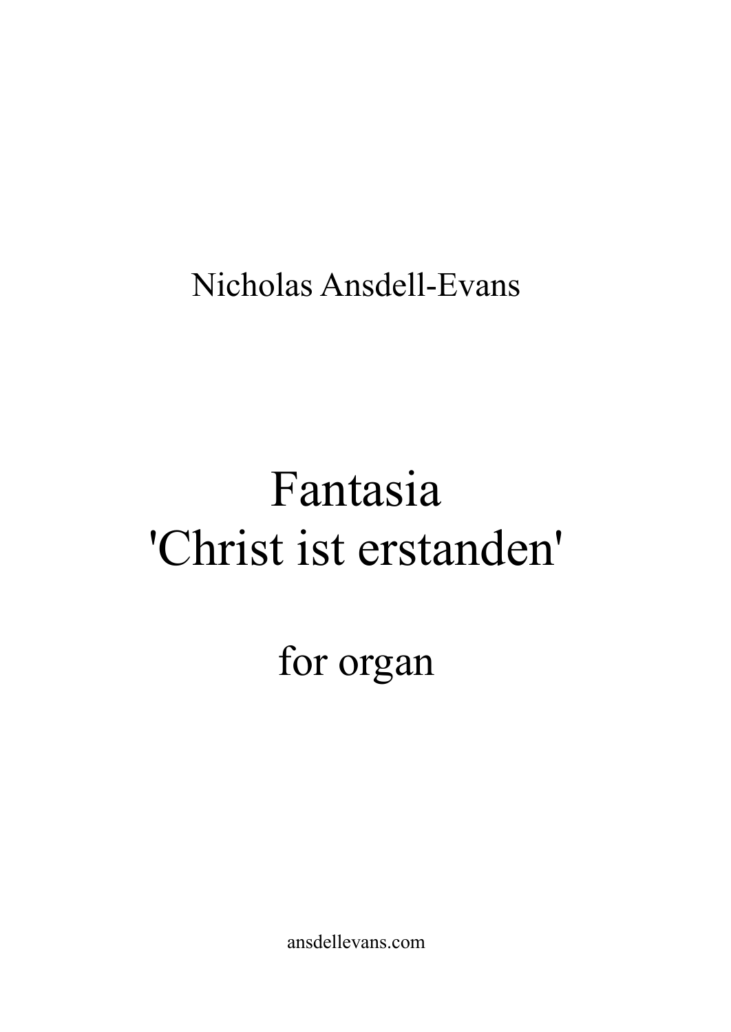Nicholas Ansdell-Evans

# Fantasia 'Christ ist erstanden'

## for organ

ansdellevans.com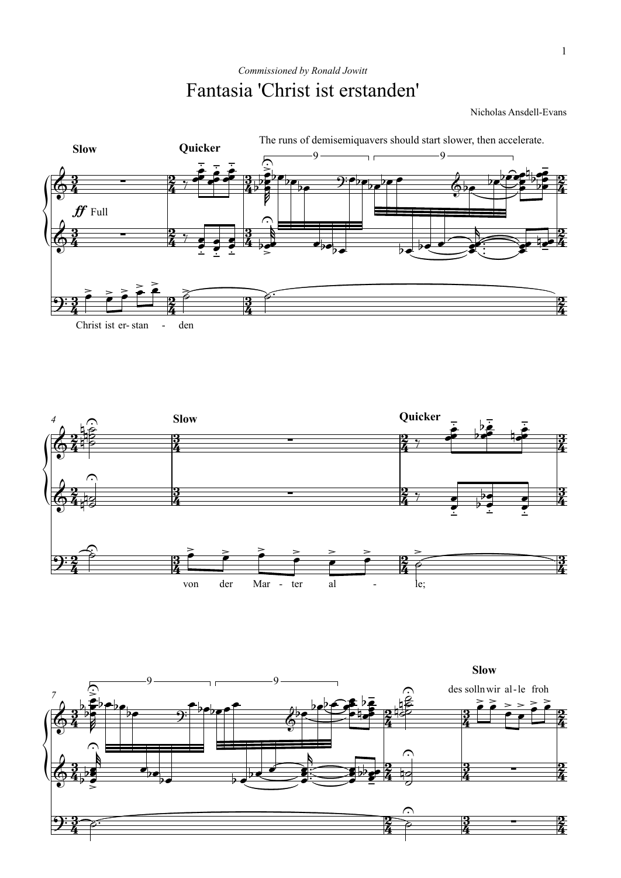*Commissioned by Ronald Jowitt*

# Fantasia 'Christ ist erstanden'

Nicholas Ansdell-Evans

Slow

Quicker

The runs of demisemiquavers should start slower, then accelerate.

*ff* Full

Christ ist er- stan - den

Slow

Quicker

von der Mar - ter al - le;

Slow

des solln wir al - le froh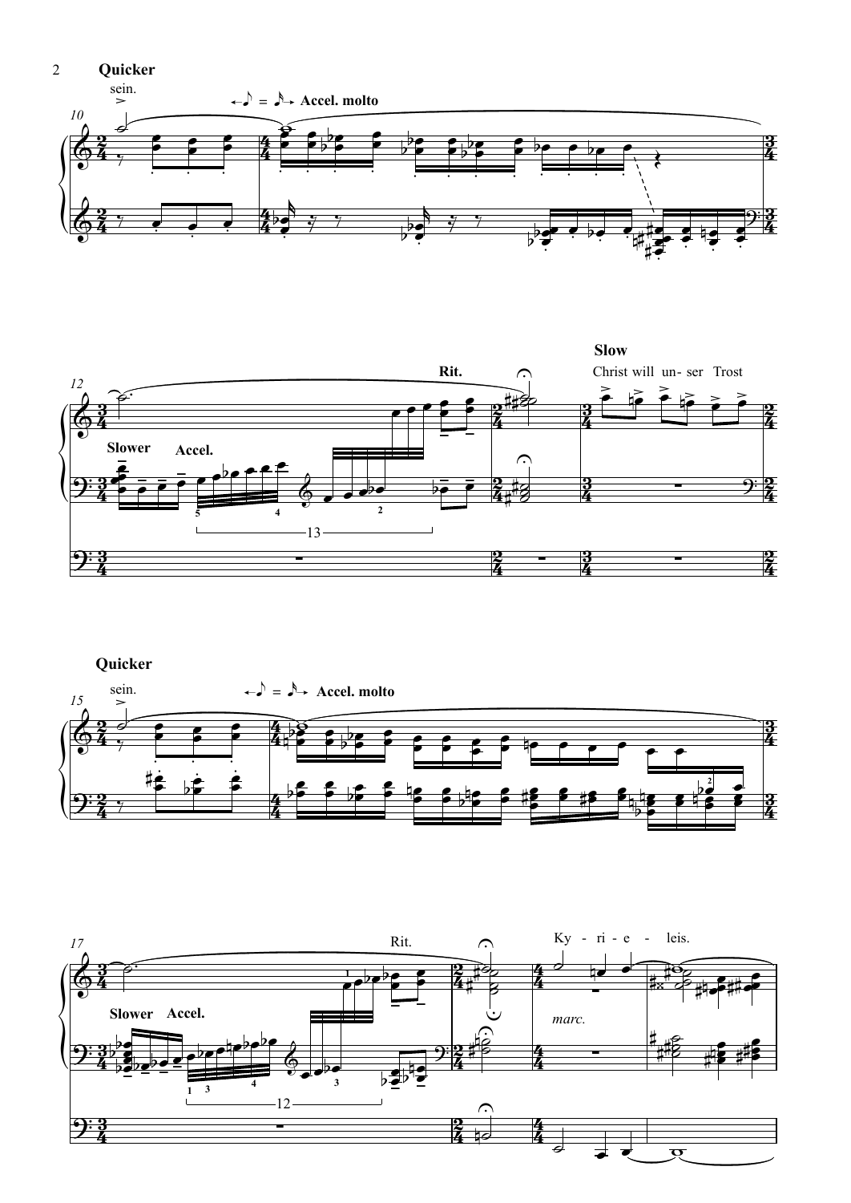**Quicker**

sein.

Accel. molto

Slower Accel.

Rit.

**Slow**

Christ will un- ser Trost

**Quicker**

sein.

Accel. molto

Slower Accel.

Rit.

Ky - ri - e - leis.

*marc.*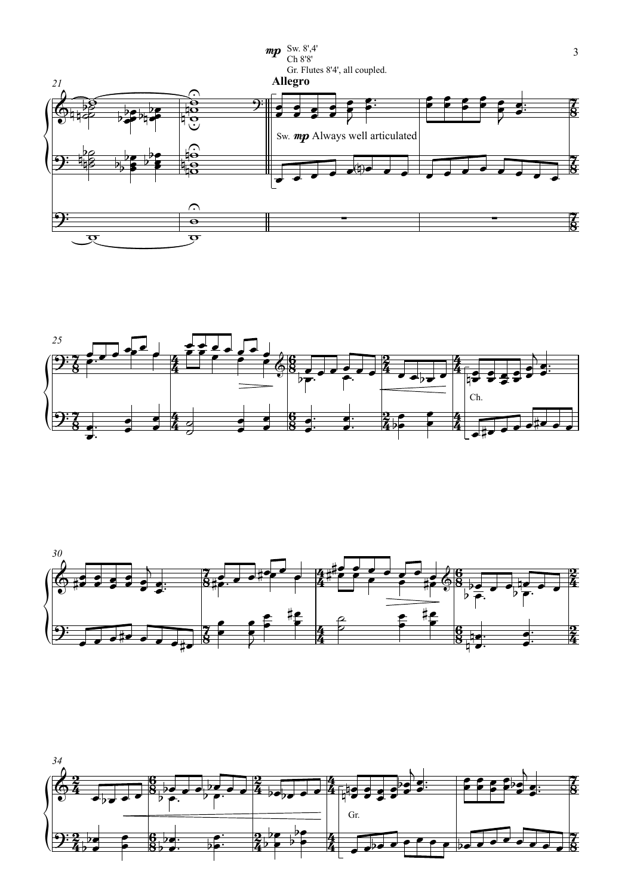*mp* Sw. 8',4'
Ch 8'8'
Gr. Flutes 8'4', all coupled.

**Allegro**

Sw. *mp* Always well articulated

Ch.

Gr.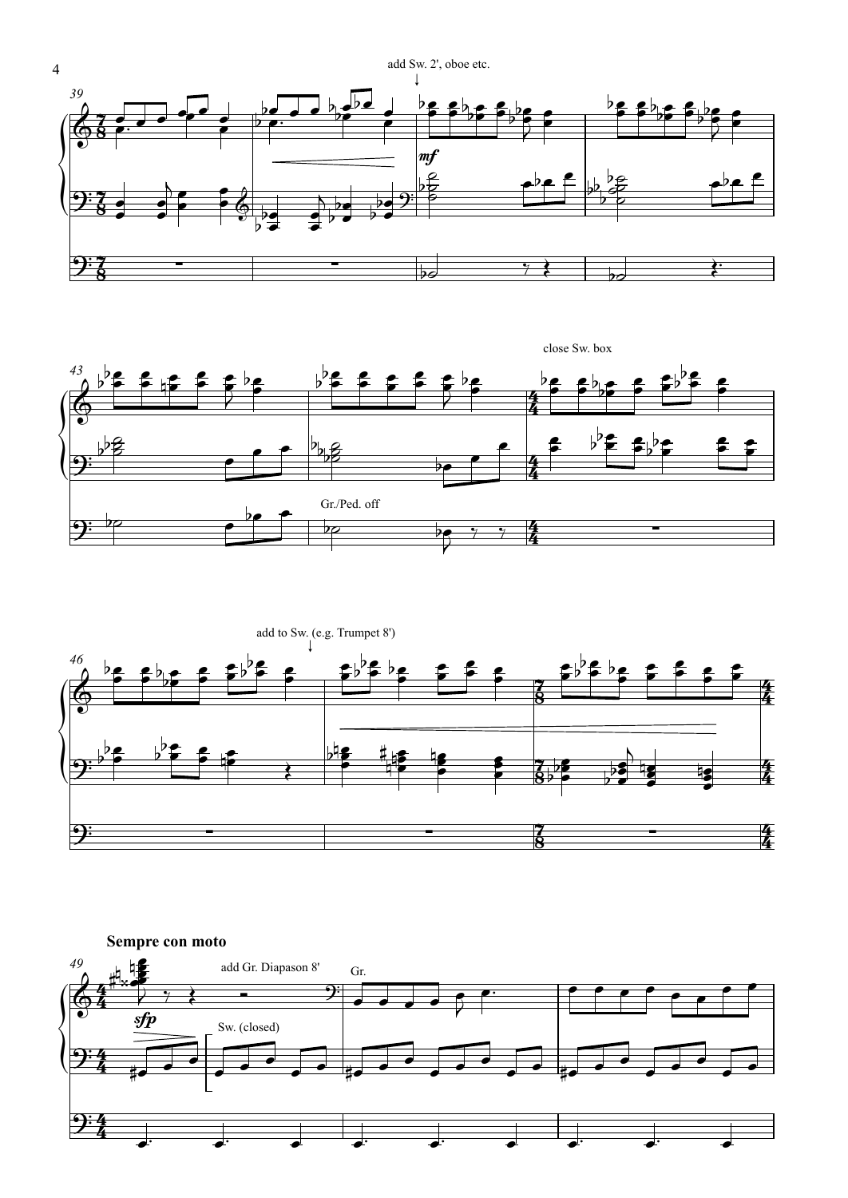add Sw. 2', oboe etc.

*mf*

close Sw. box

Gr./Ped. off

add to Sw. (e.g. Trumpet 8')

**Sempre con moto**

add Gr. Diapason 8'

Gr.

*sfp*

Sw. (closed)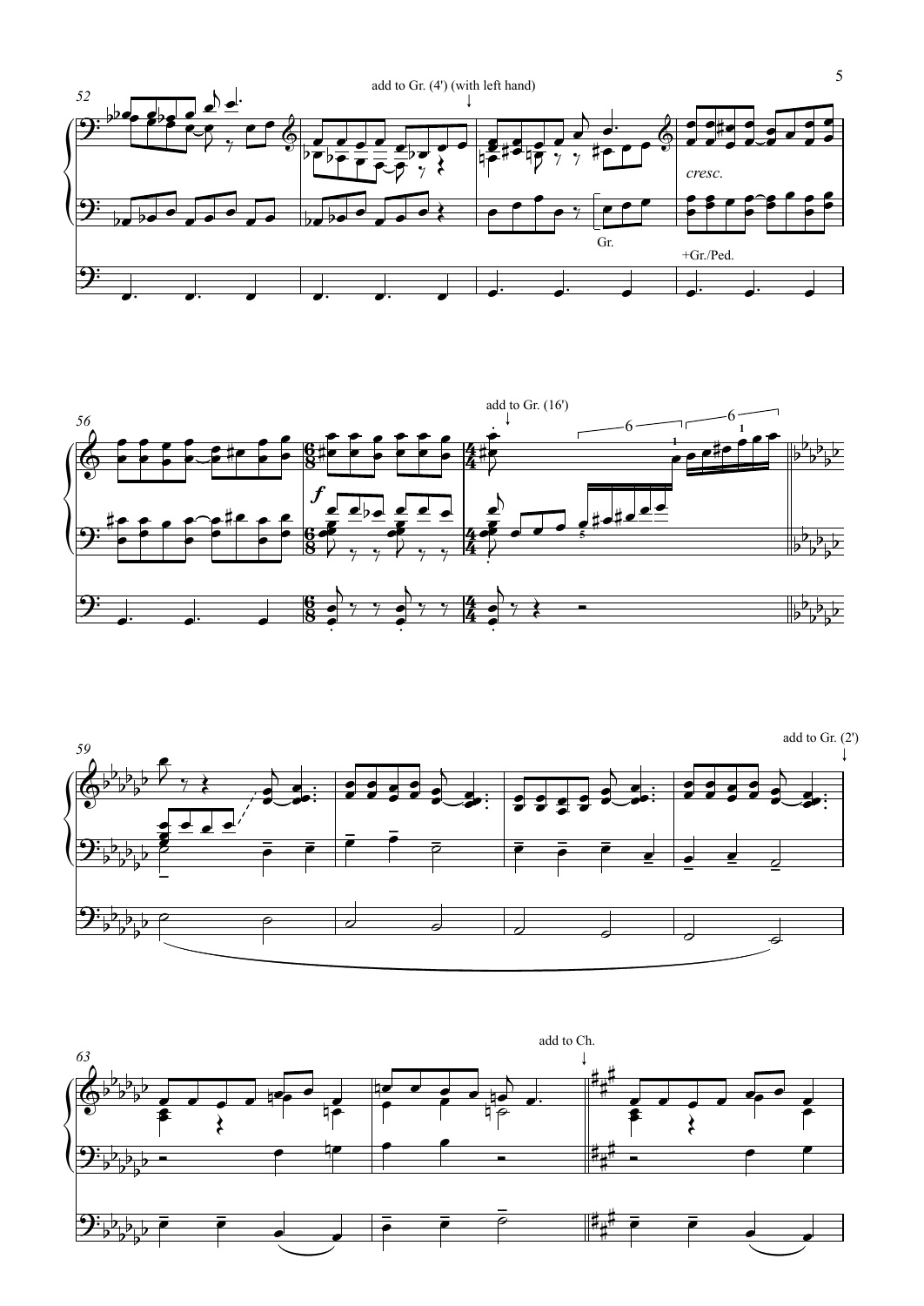52

add to Gr. (4') (with left hand)

Gr.

+Gr./Ped.

*cresc.*

56

add to Gr. (16')

***f***

59

add to Gr. (2')

63

add to Ch.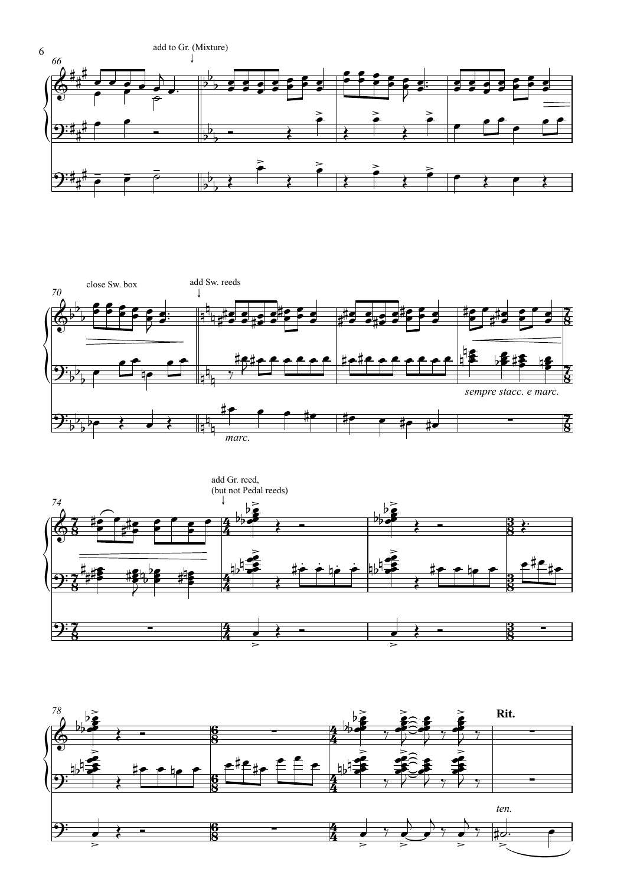add to Gr. (Mixture)

close Sw. box

add Sw. reeds

*marc.*

*sempre stacc. e marc.*

add Gr. reed, (but not Pedal reeds)

**Rit.**

*ten.*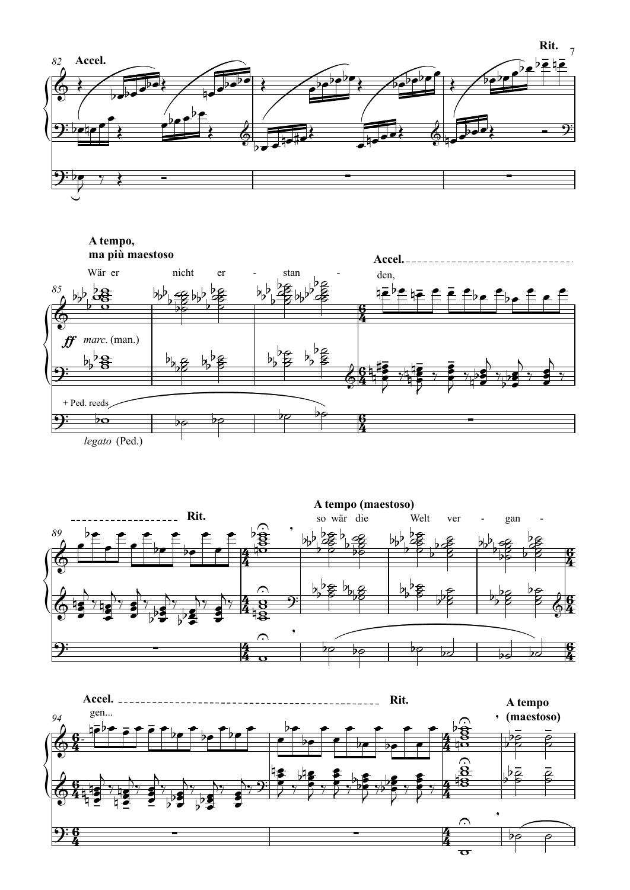82 **Accel.** **Rit.**

**A tempo, ma più maestoso**

85 Wär er nicht er - stan - den,

*ff* *marc.* (man.)

+ Ped. reeds

*legato* (Ped.)

**Accel.**

89 **Rit.**

**A tempo (maestoso)**

so wär die Welt ver - gan - gen...

94 **Accel.** **Rit.**

**A tempo (maestoso)**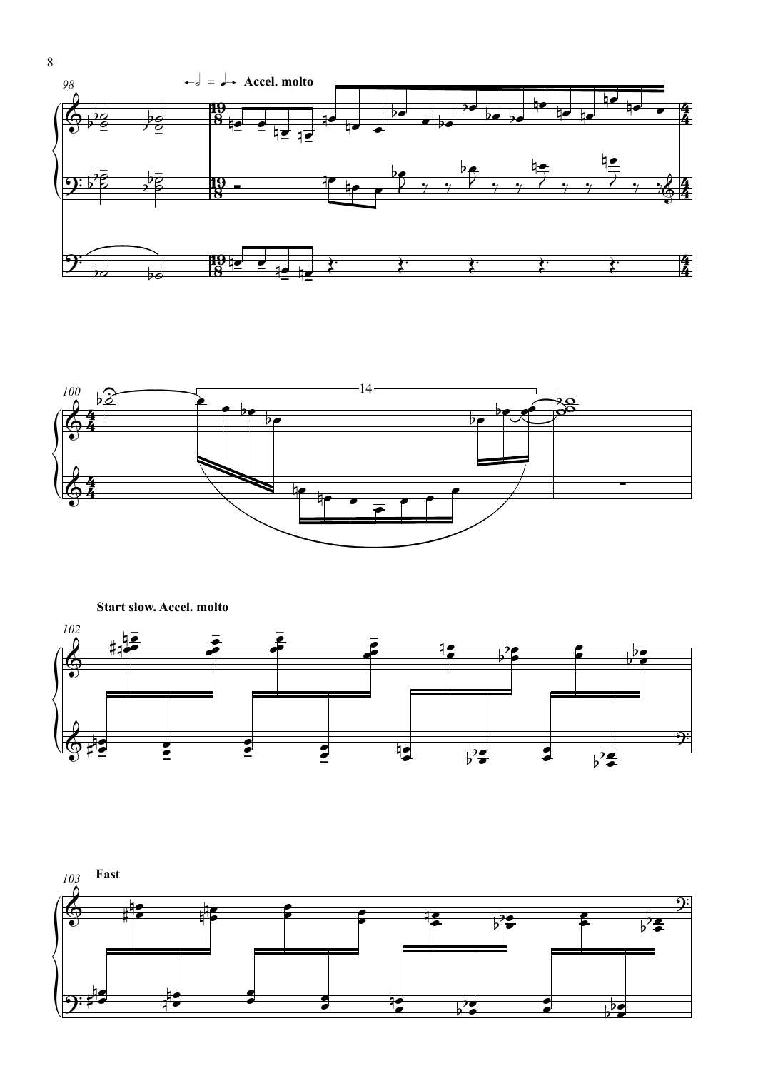**Accel. molto**

**Start slow. Accel. molto**

**Fast**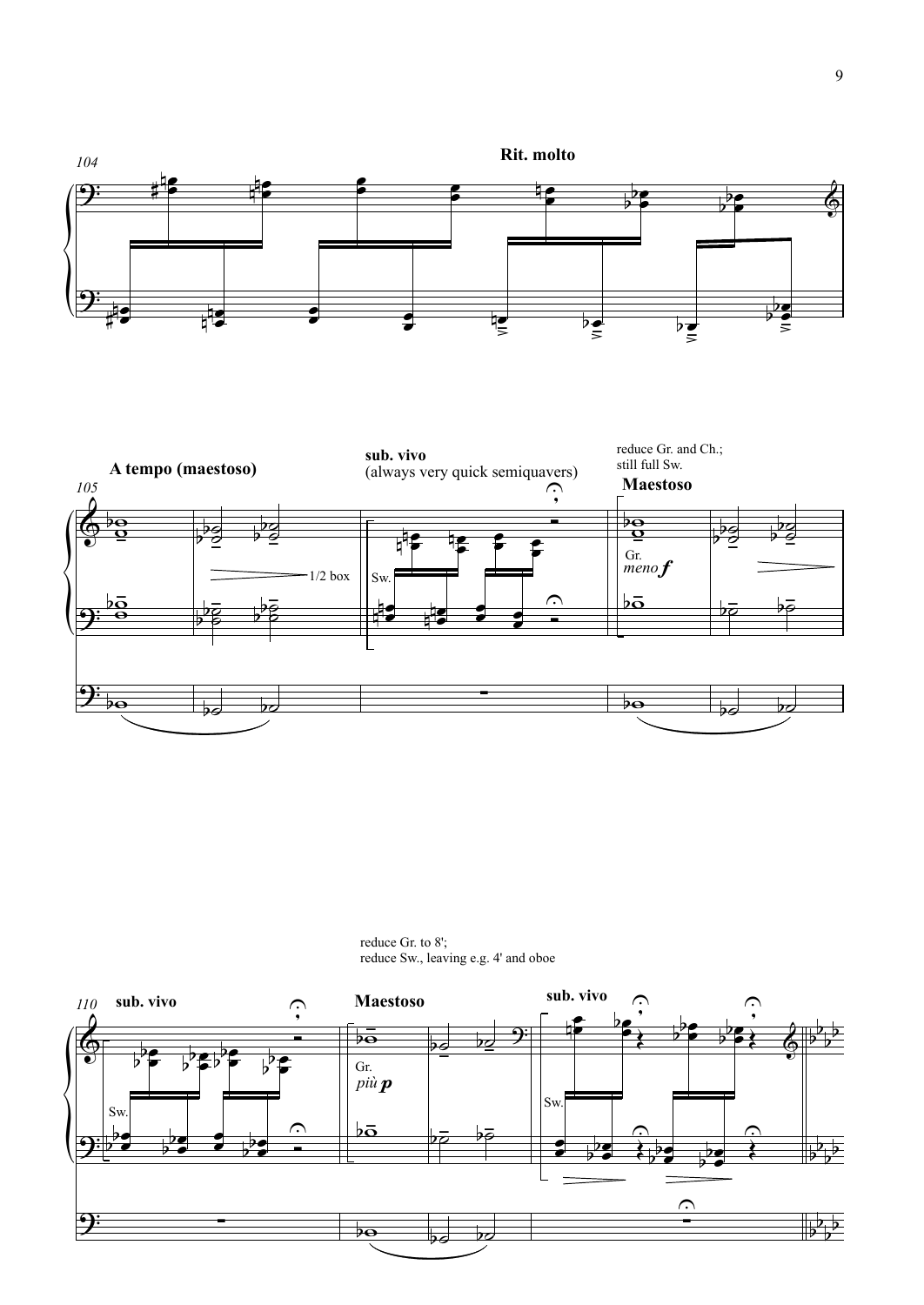104

**Rit. molto**

**A tempo (maestoso)**

105

1/2 box

**sub. vivo**

(always very quick semiquavers)

Sw.

reduce Gr. and Ch.;
still full Sw.

**Maestoso**

Gr.
*meno* ***f***

reduce Gr. to 8';
reduce Sw., leaving e.g. 4' and oboe

110

**sub. vivo**

Sw.

**Maestoso**

Gr.
*più* ***p***

**sub. vivo**

Sw.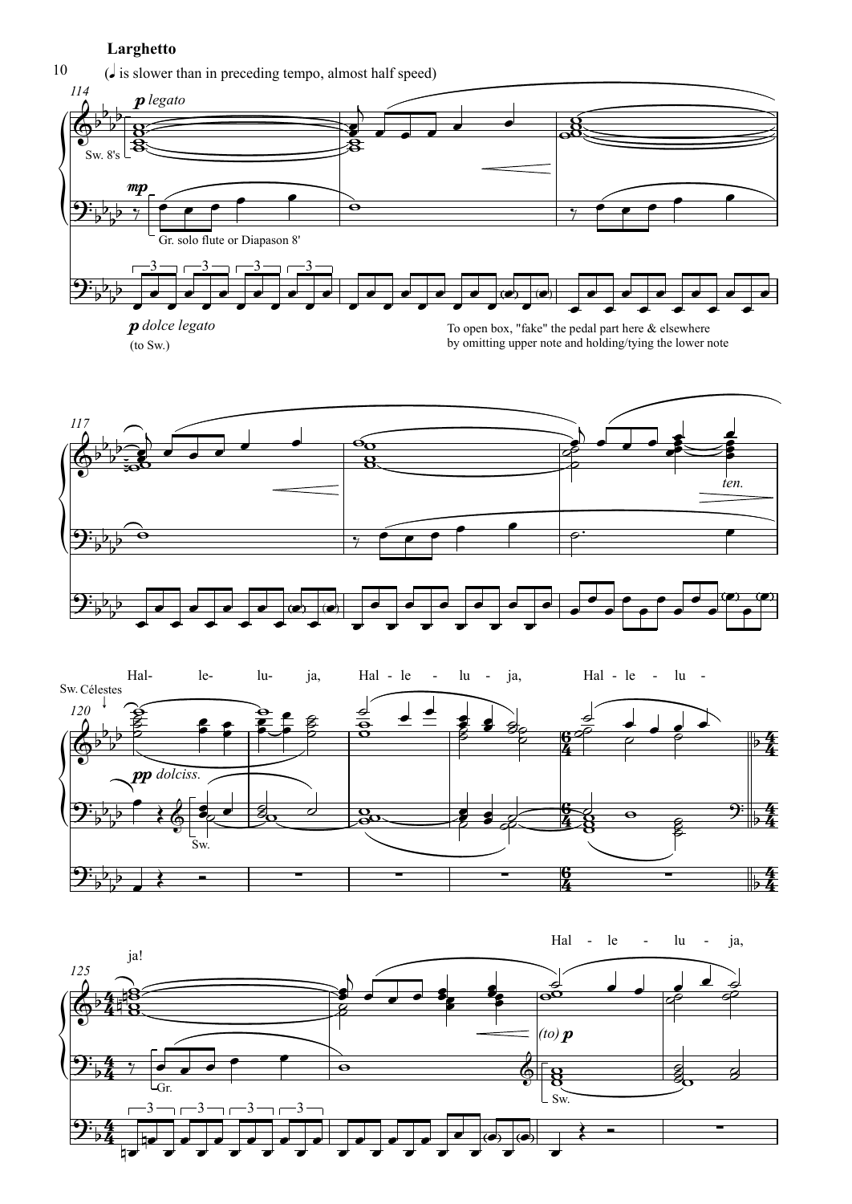**Larghetto**

(♩ is slower than in preceding tempo, almost half speed)

*p legato*

Sw. 8's

*mp*

Gr. solo flute or Diapason 8'

*p dolce legato*

(to Sw.)

To open box, "fake" the pedal part here & elsewhere by omitting upper note and holding/tying the lower note

*ten.*

Hal- le- lu- ja, Hal - le - lu - ja, Hal - le - lu -

Sw. Célestes

*pp dolciss.*

Sw.

ja!

Hal - le - lu - ja,

Gr.

*(to) p*

Sw.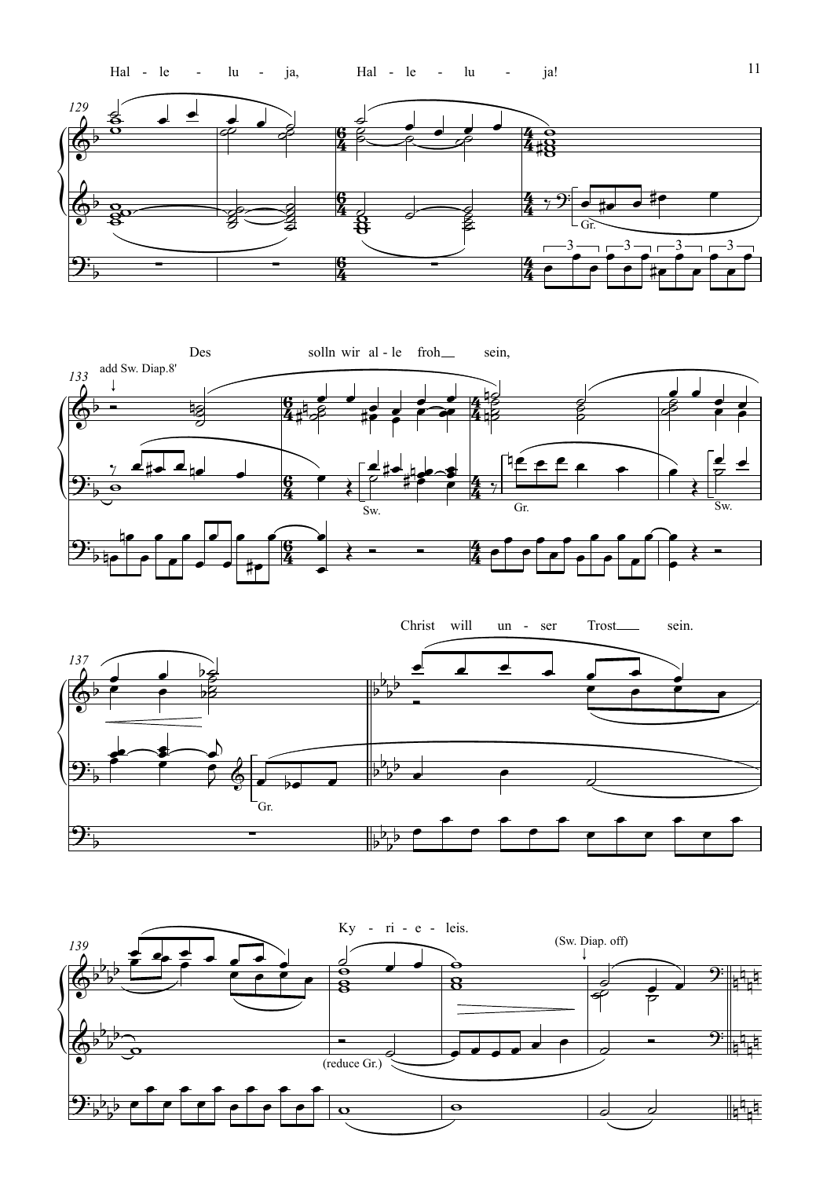Hal - le - lu - ja, Hal - le - lu - ja!

129

Gr.

Des solln wir al - le froh sein,

133

add Sw. Diap.8'

Sw.

Gr.

Sw.

Christ will un - ser Trost sein.

137

Gr.

Ky - ri - e - leis.

139

(Sw. Diap. off)

(reduce Gr.)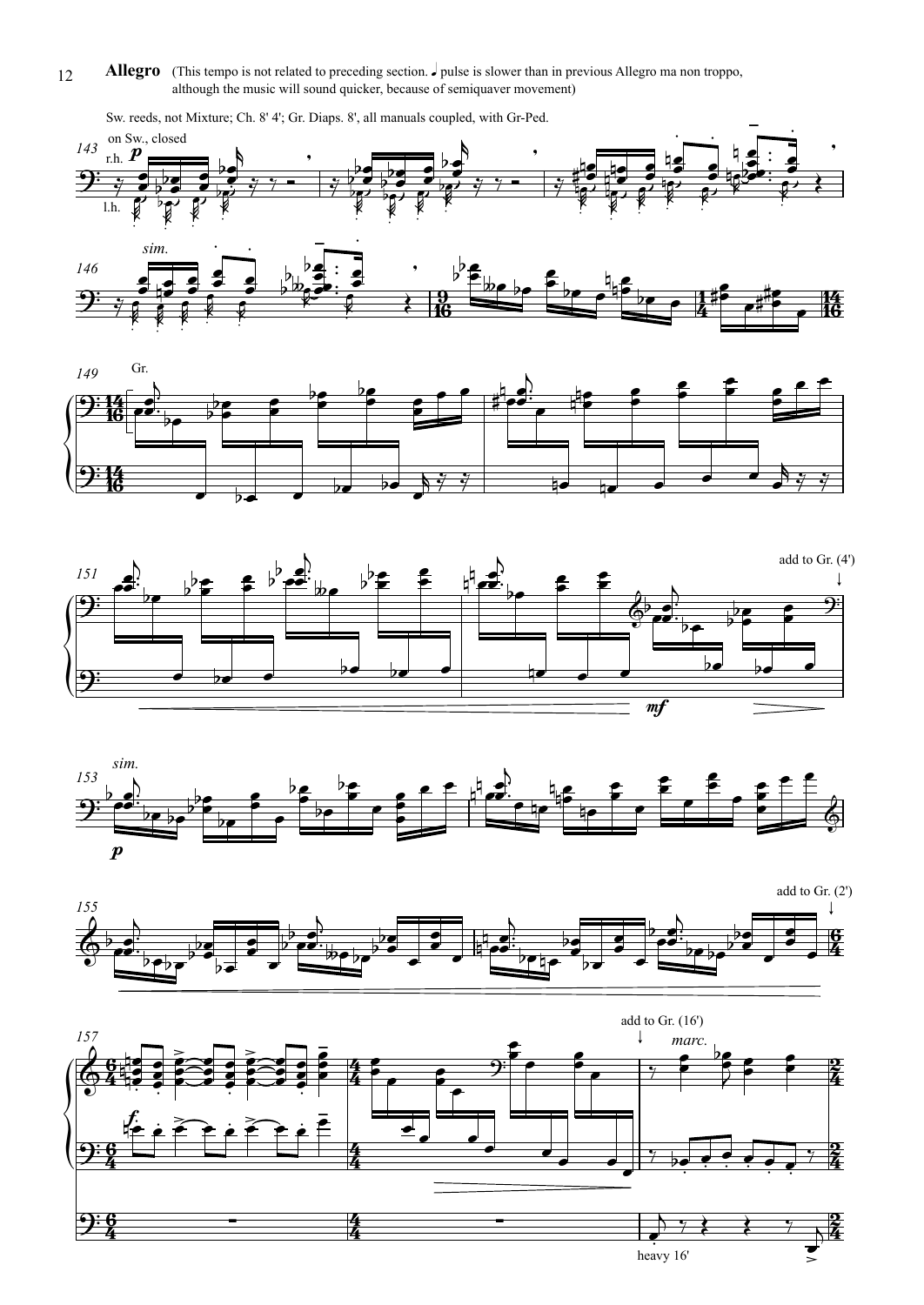**Allegro** (This tempo is not related to preceding section. ♩ pulse is slower than in previous Allegro ma non troppo, although the music will sound quicker, because of semiquaver movement)

Sw. reeds, not Mixture; Ch. 8' 4'; Gr. Diaps. 8', all manuals coupled, with Gr-Ped.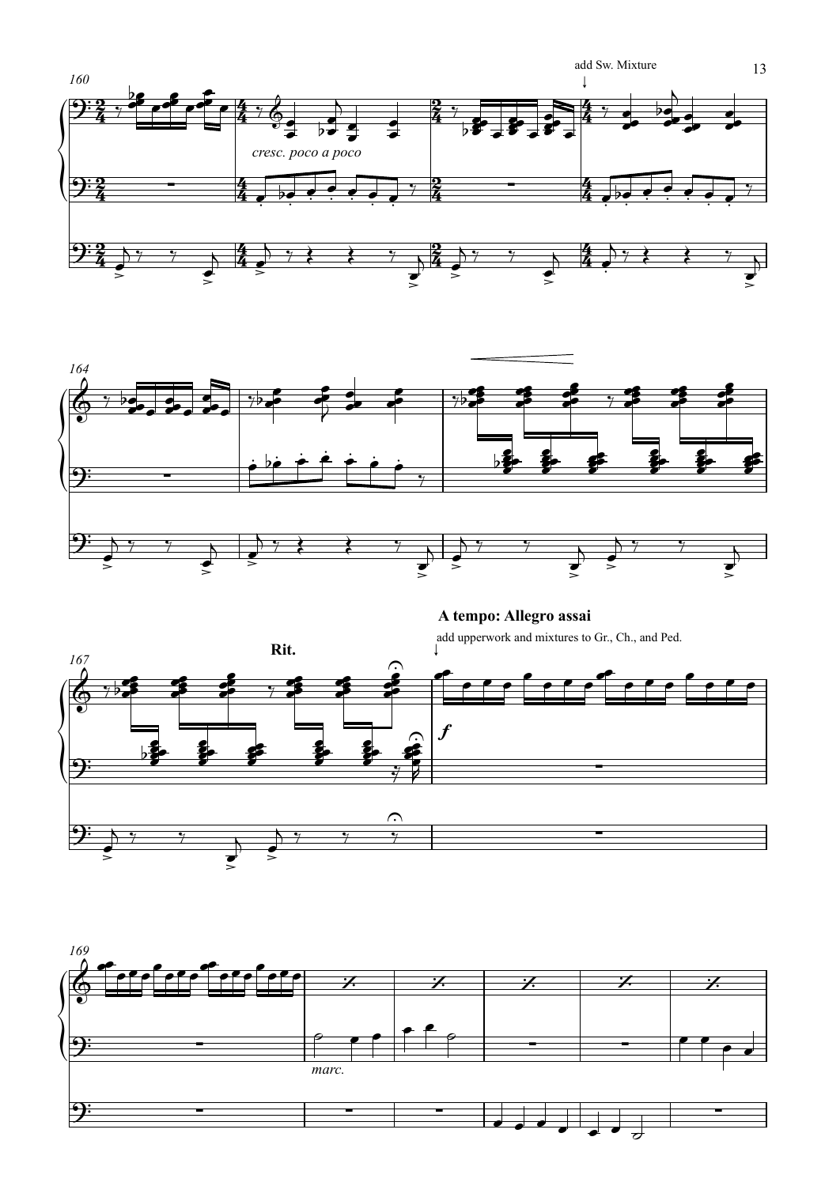add Sw. Mixture

*cresc. poco a poco*

**Rit.**

**A tempo: Allegro assai**

add upperwork and mixtures to Gr., Ch., and Ped.

*f*

*marc.*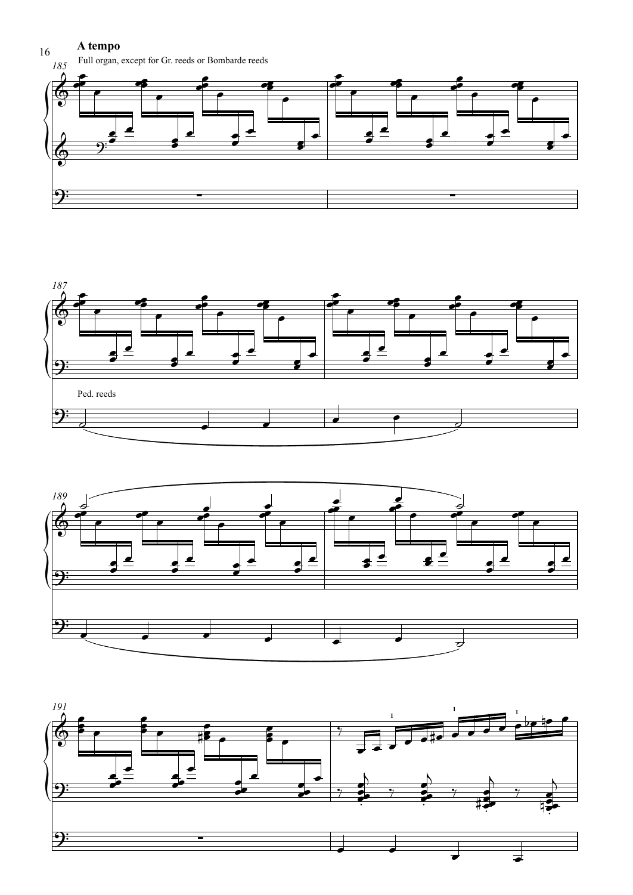**A tempo**

Full organ, except for Gr. reeds or Bombarde reeds

Ped. reeds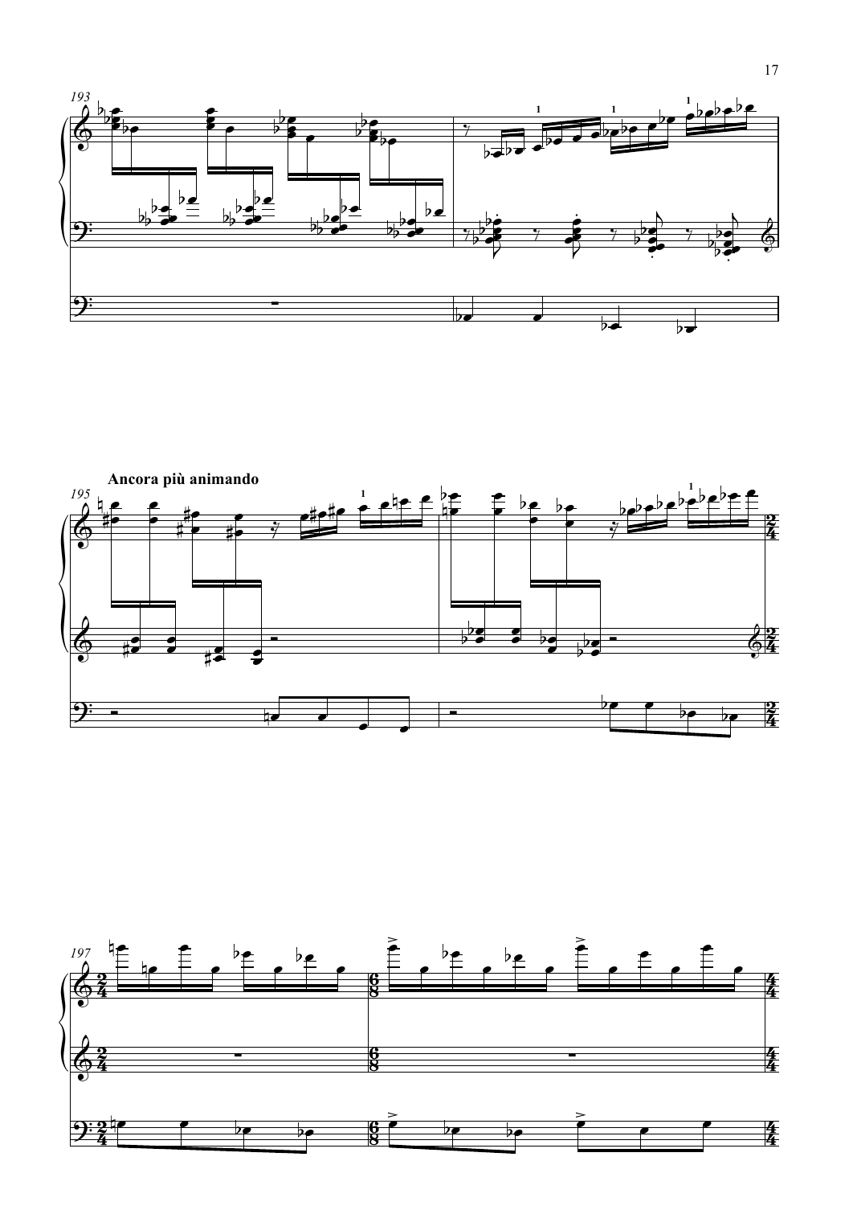**Ancora più animando**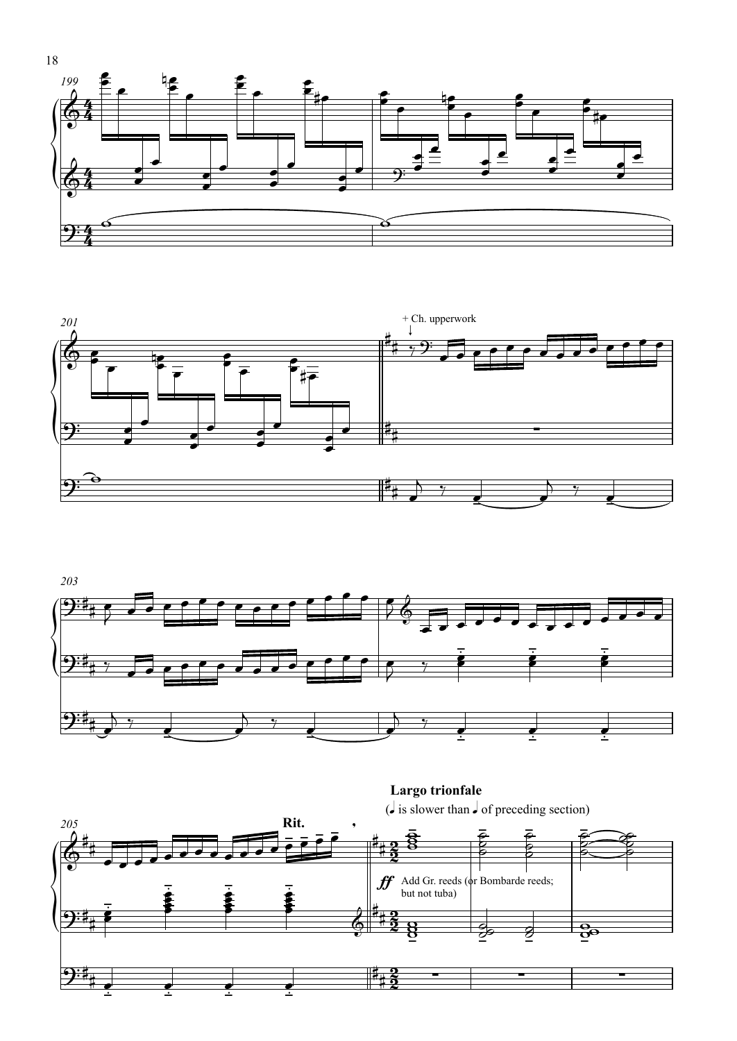+ Ch. upperwork

**Largo trionfale**

(𝅗𝅥 is slower than ♩ of preceding section)

**Rit.**

*ff* Add Gr. reeds (or Bombarde reeds; but not tuba)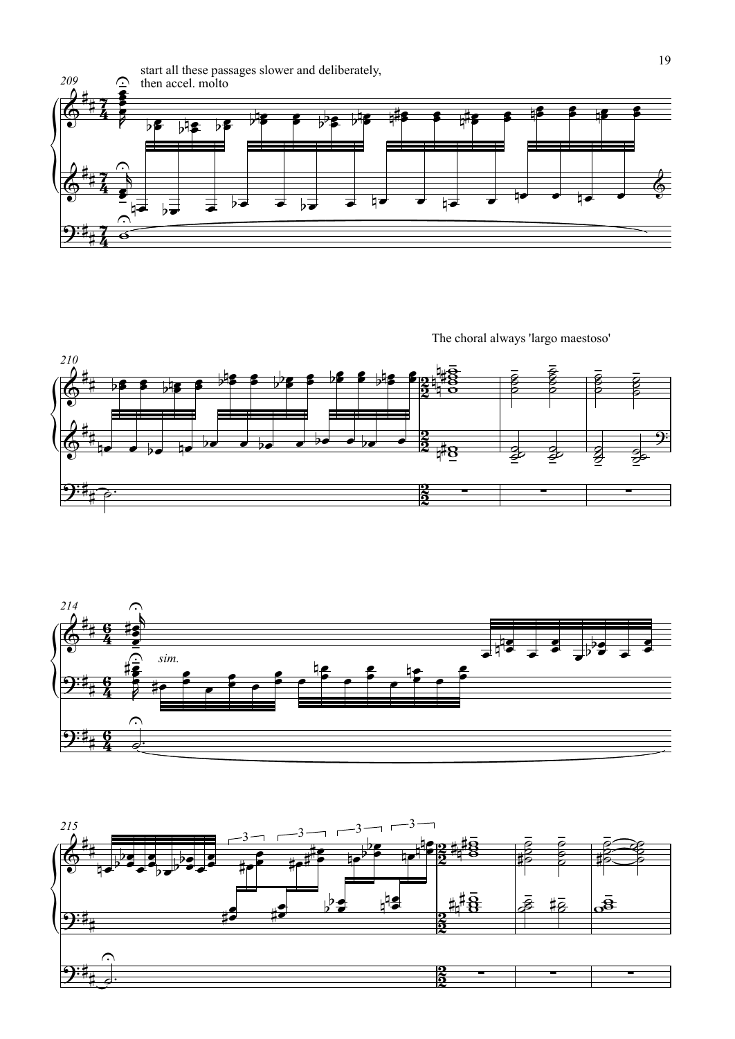start all these passages slower and deliberately, then accel. molto

The choral always 'largo maestoso'

*sim.*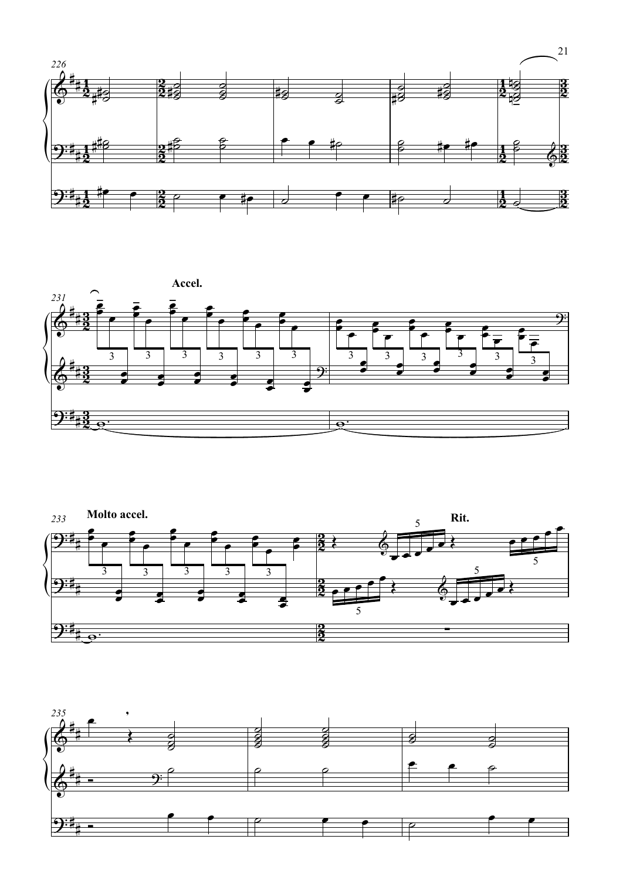**Accel.**

**Molto accel.**

**Rit.**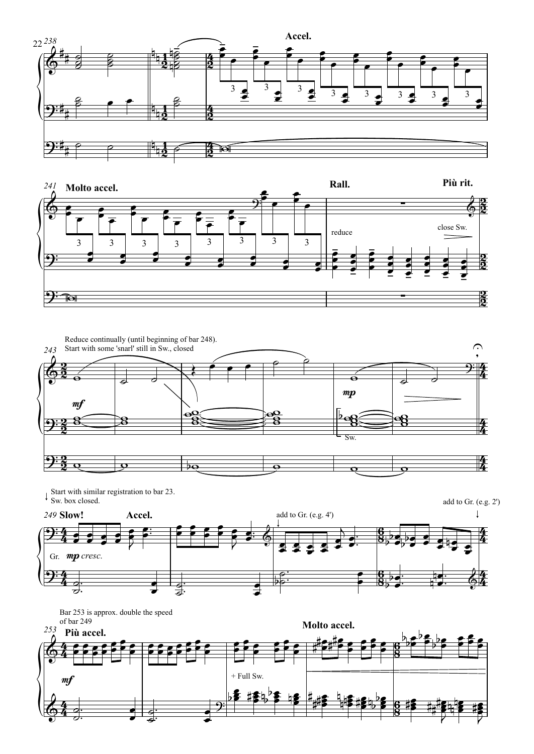238

Accel.

241 **Molto accel.**

**Rall.**

**Più rit.**

reduce

close Sw.

Reduce continually (until beginning of bar 248).
Start with some 'snarl' still in Sw., closed

243

*mf*

*mp*

Sw.

↓ Start with similar registration to bar 23.
Sw. box closed.

add to Gr. (e.g. 2')

249 **Slow!**

**Accel.**

add to Gr. (e.g. 4')

Gr. *mp cresc.*

Bar 253 is approx. double the speed
of bar 249

253 **Più accel.**

**Molto accel.**

*mf*

+ Full Sw.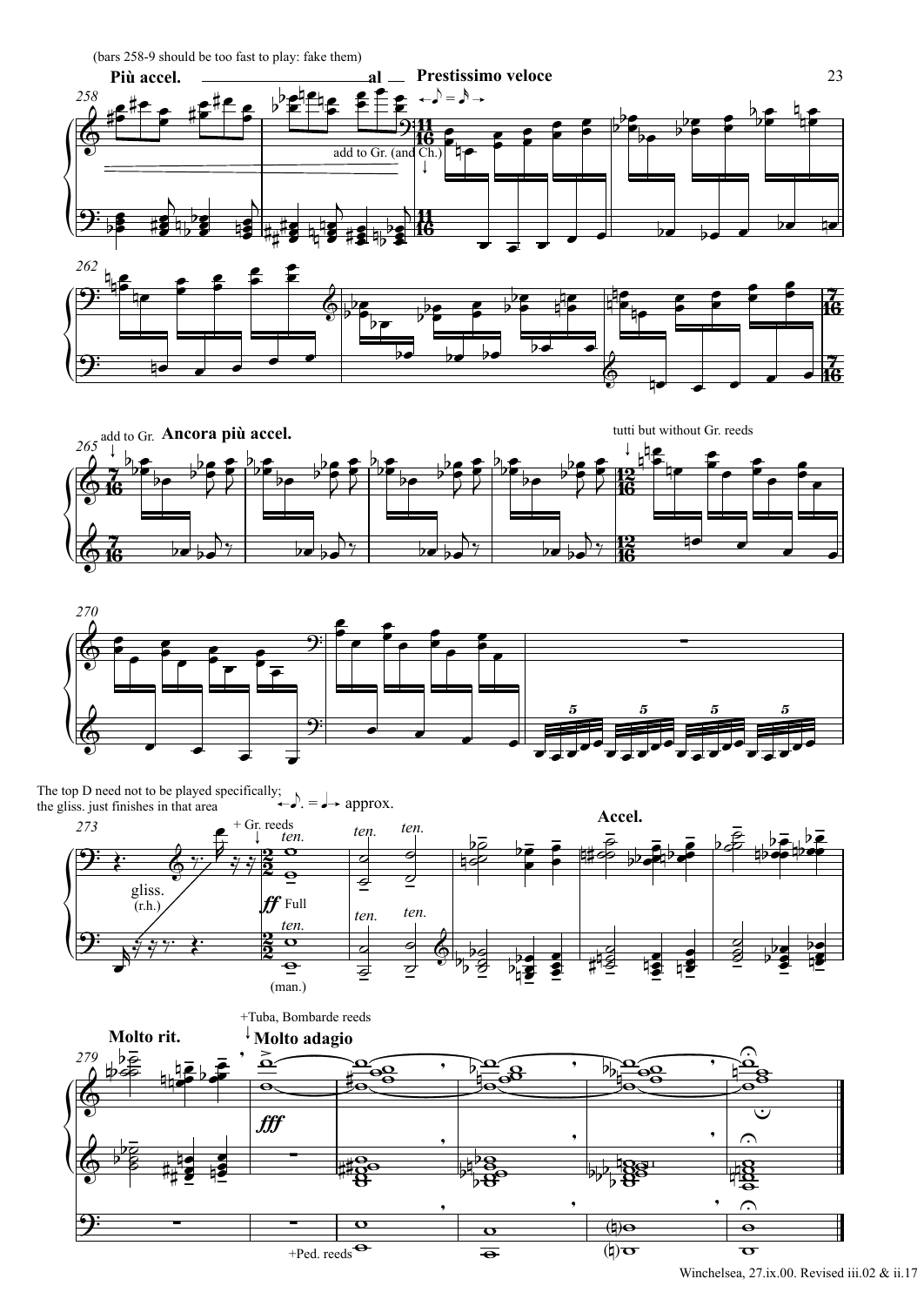(bars 258-9 should be too fast to play: fake them)

**Più accel. ——————— al — Prestissimo veloce**

add to Gr. (and Ch.)

add to Gr. **Ancora più accel.**

tutti but without Gr. reeds

The top D need not to be played specifically; the gliss. just finishes in that area

gliss. (r.h.)

+ Gr. reeds

*ff* Full

(man.)

*ten.*

**Accel.**

**Molto rit.**

+Tuba, Bombarde reeds

**Molto adagio**

*fff*

+Ped. reeds

Winchelsea, 27.ix.00. Revised iii.02 & ii.17